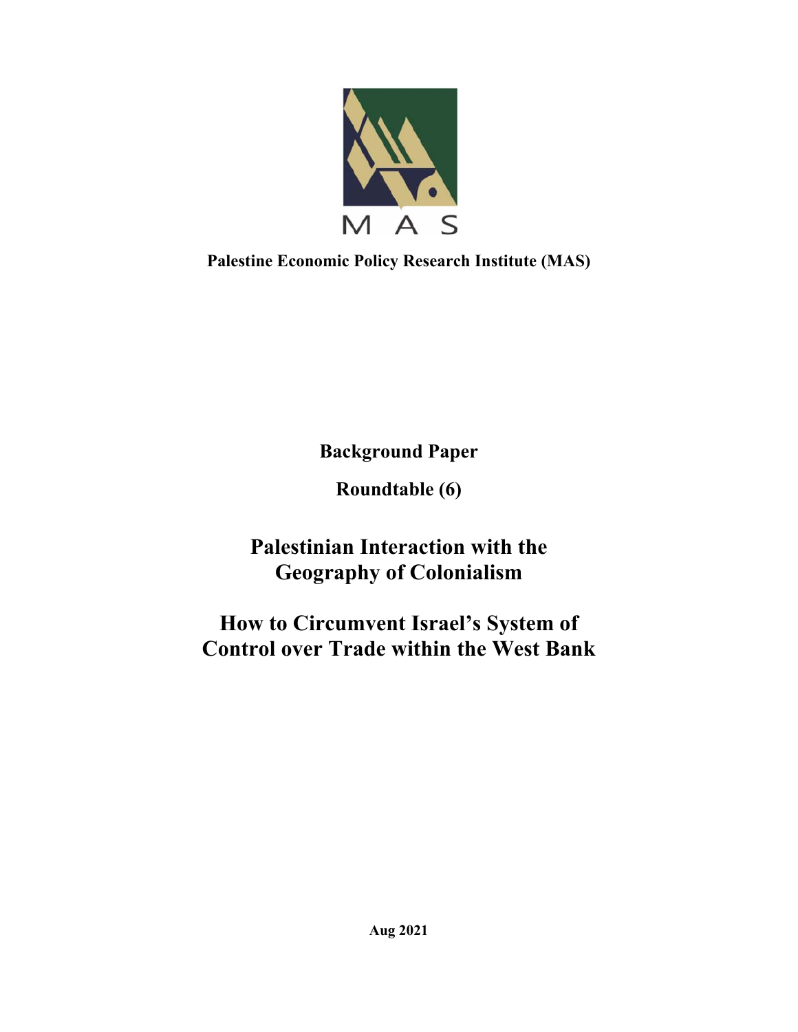M A S

**Palestine Economic Policy Research Institute (MAS)**

**Background Paper**

**Roundtable (6)**

# Palestinian Interaction with the Geography of Colonialism

# How to Circumvent Israel's System of Control over Trade within the West Bank

**Aug 2021**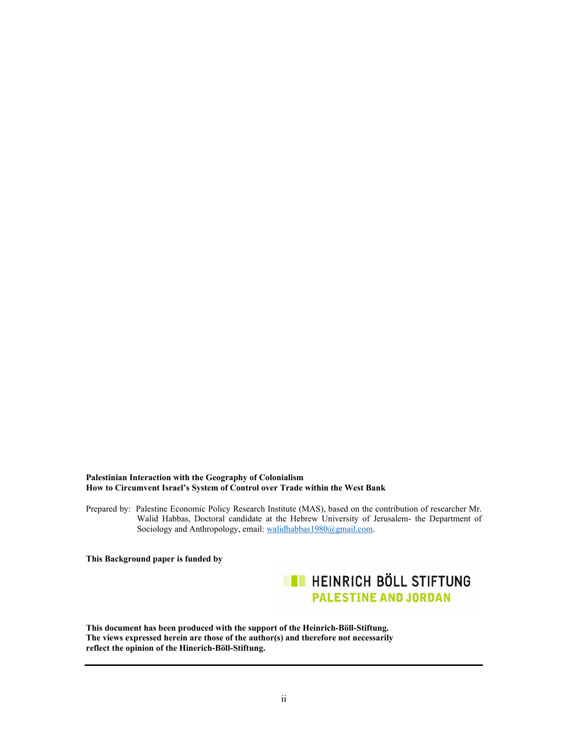**Palestinian Interaction with the Geography of Colonialism**
**How to Circumvent Israel's System of Control over Trade within the West Bank**

Prepared by: Palestine Economic Policy Research Institute (MAS), based on the contribution of researcher Mr. Walid Habbas, Doctoral candidate at the Hebrew University of Jerusalem- the Department of Sociology and Anthropology, email: walidhabbas1980@gmail.com.

**This Background paper is funded by**

HEINRICH BÖLL STIFTUNG
PALESTINE AND JORDAN

**This document has been produced with the support of the Heinrich-Böll-Stiftung. The views expressed herein are those of the author(s) and therefore not necessarily reflect the opinion of the Hinerich-Böll-Stiftung.**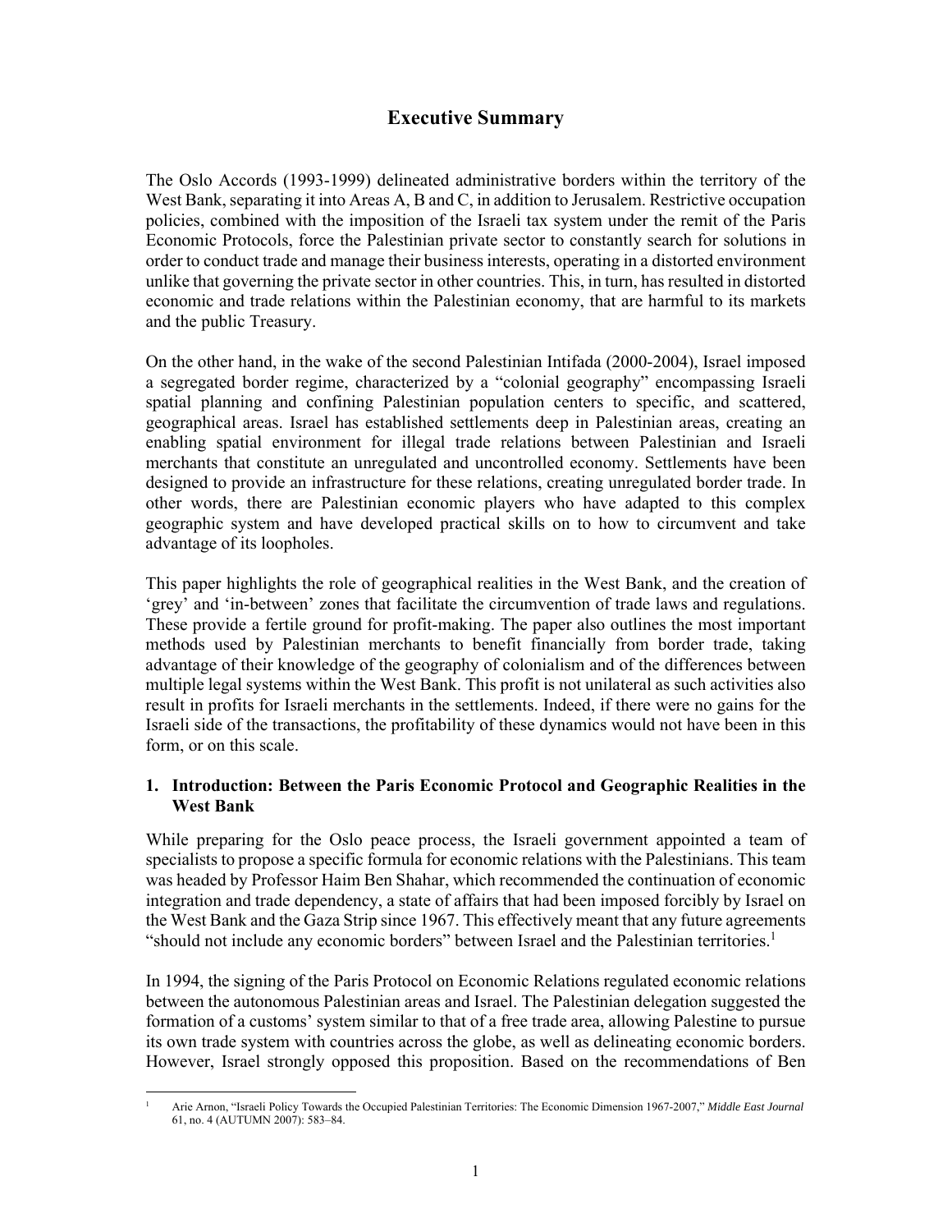# Executive Summary

The Oslo Accords (1993-1999) delineated administrative borders within the territory of the West Bank, separating it into Areas A, B and C, in addition to Jerusalem. Restrictive occupation policies, combined with the imposition of the Israeli tax system under the remit of the Paris Economic Protocols, force the Palestinian private sector to constantly search for solutions in order to conduct trade and manage their business interests, operating in a distorted environment unlike that governing the private sector in other countries. This, in turn, has resulted in distorted economic and trade relations within the Palestinian economy, that are harmful to its markets and the public Treasury.

On the other hand, in the wake of the second Palestinian Intifada (2000-2004), Israel imposed a segregated border regime, characterized by a "colonial geography" encompassing Israeli spatial planning and confining Palestinian population centers to specific, and scattered, geographical areas. Israel has established settlements deep in Palestinian areas, creating an enabling spatial environment for illegal trade relations between Palestinian and Israeli merchants that constitute an unregulated and uncontrolled economy. Settlements have been designed to provide an infrastructure for these relations, creating unregulated border trade. In other words, there are Palestinian economic players who have adapted to this complex geographic system and have developed practical skills on to how to circumvent and take advantage of its loopholes.

This paper highlights the role of geographical realities in the West Bank, and the creation of 'grey' and 'in-between' zones that facilitate the circumvention of trade laws and regulations. These provide a fertile ground for profit-making. The paper also outlines the most important methods used by Palestinian merchants to benefit financially from border trade, taking advantage of their knowledge of the geography of colonialism and of the differences between multiple legal systems within the West Bank. This profit is not unilateral as such activities also result in profits for Israeli merchants in the settlements. Indeed, if there were no gains for the Israeli side of the transactions, the profitability of these dynamics would not have been in this form, or on this scale.

## 1. Introduction: Between the Paris Economic Protocol and Geographic Realities in the West Bank

While preparing for the Oslo peace process, the Israeli government appointed a team of specialists to propose a specific formula for economic relations with the Palestinians. This team was headed by Professor Haim Ben Shahar, which recommended the continuation of economic integration and trade dependency, a state of affairs that had been imposed forcibly by Israel on the West Bank and the Gaza Strip since 1967. This effectively meant that any future agreements "should not include any economic borders" between Israel and the Palestinian territories.[1]

In 1994, the signing of the Paris Protocol on Economic Relations regulated economic relations between the autonomous Palestinian areas and Israel. The Palestinian delegation suggested the formation of a customs' system similar to that of a free trade area, allowing Palestine to pursue its own trade system with countries across the globe, as well as delineating economic borders. However, Israel strongly opposed this proposition. Based on the recommendations of Ben

---

[1] Arie Arnon, "Israeli Policy Towards the Occupied Palestinian Territories: The Economic Dimension 1967-2007," *Middle East Journal* 61, no. 4 (AUTUMN 2007): 583–84.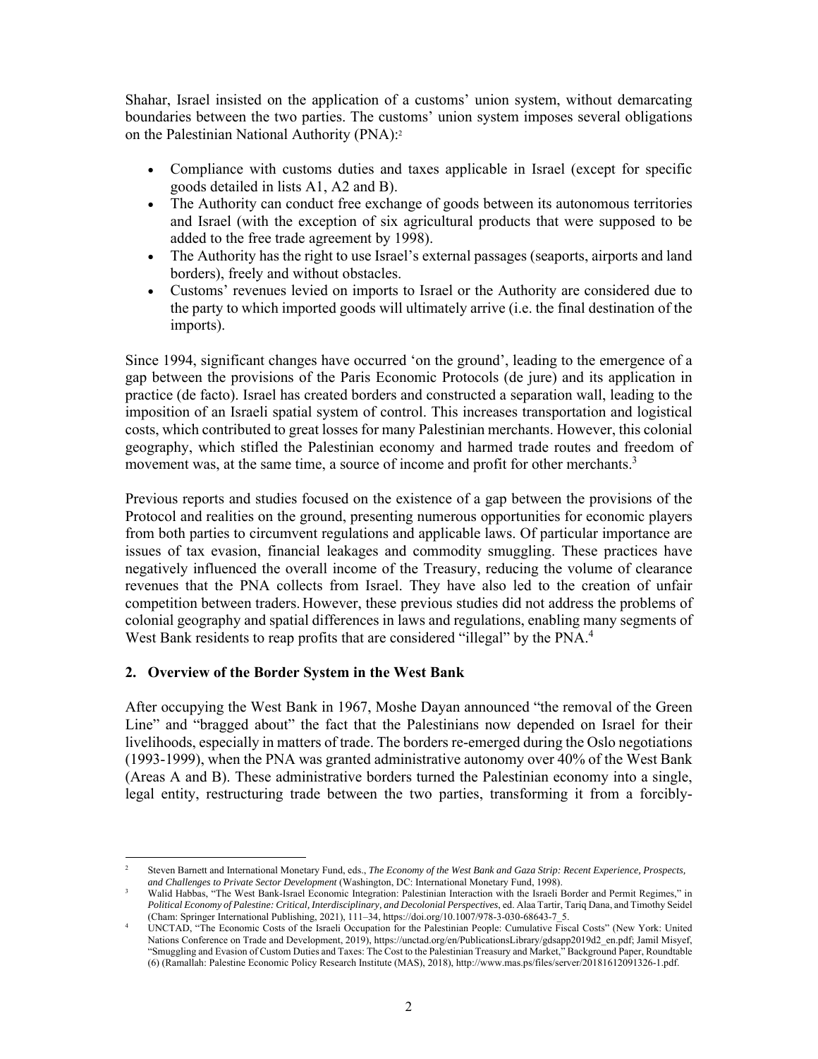Shahar, Israel insisted on the application of a customs' union system, without demarcating boundaries between the two parties. The customs' union system imposes several obligations on the Palestinian National Authority (PNA):[2]

- Compliance with customs duties and taxes applicable in Israel (except for specific goods detailed in lists A1, A2 and B).
- The Authority can conduct free exchange of goods between its autonomous territories and Israel (with the exception of six agricultural products that were supposed to be added to the free trade agreement by 1998).
- The Authority has the right to use Israel's external passages (seaports, airports and land borders), freely and without obstacles.
- Customs' revenues levied on imports to Israel or the Authority are considered due to the party to which imported goods will ultimately arrive (i.e. the final destination of the imports).

Since 1994, significant changes have occurred 'on the ground', leading to the emergence of a gap between the provisions of the Paris Economic Protocols (de jure) and its application in practice (de facto). Israel has created borders and constructed a separation wall, leading to the imposition of an Israeli spatial system of control. This increases transportation and logistical costs, which contributed to great losses for many Palestinian merchants. However, this colonial geography, which stifled the Palestinian economy and harmed trade routes and freedom of movement was, at the same time, a source of income and profit for other merchants.[3]

Previous reports and studies focused on the existence of a gap between the provisions of the Protocol and realities on the ground, presenting numerous opportunities for economic players from both parties to circumvent regulations and applicable laws. Of particular importance are issues of tax evasion, financial leakages and commodity smuggling. These practices have negatively influenced the overall income of the Treasury, reducing the volume of clearance revenues that the PNA collects from Israel. They have also led to the creation of unfair competition between traders. However, these previous studies did not address the problems of colonial geography and spatial differences in laws and regulations, enabling many segments of West Bank residents to reap profits that are considered "illegal" by the PNA.[4]

## 2. Overview of the Border System in the West Bank

After occupying the West Bank in 1967, Moshe Dayan announced "the removal of the Green Line" and "bragged about" the fact that the Palestinians now depended on Israel for their livelihoods, especially in matters of trade. The borders re-emerged during the Oslo negotiations (1993-1999), when the PNA was granted administrative autonomy over 40% of the West Bank (Areas A and B). These administrative borders turned the Palestinian economy into a single, legal entity, restructuring trade between the two parties, transforming it from a forcibly-

---

[2] Steven Barnett and International Monetary Fund, eds., *The Economy of the West Bank and Gaza Strip: Recent Experience, Prospects, and Challenges to Private Sector Development* (Washington, DC: International Monetary Fund, 1998).

[3] Walid Habbas, "The West Bank-Israel Economic Integration: Palestinian Interaction with the Israeli Border and Permit Regimes," in *Political Economy of Palestine: Critical, Interdisciplinary, and Decolonial Perspectives*, ed. Alaa Tartir, Tariq Dana, and Timothy Seidel (Cham: Springer International Publishing, 2021), 111–34, https://doi.org/10.1007/978-3-030-68643-7_5.

[4] UNCTAD, "The Economic Costs of the Israeli Occupation for the Palestinian People: Cumulative Fiscal Costs" (New York: United Nations Conference on Trade and Development, 2019), https://unctad.org/en/PublicationsLibrary/gdsapp2019d2_en.pdf; Jamil Misyef, "Smuggling and Evasion of Custom Duties and Taxes: The Cost to the Palestinian Treasury and Market," Background Paper, Roundtable (6) (Ramallah: Palestine Economic Policy Research Institute (MAS), 2018), http://www.mas.ps/files/server/20181612091326-1.pdf.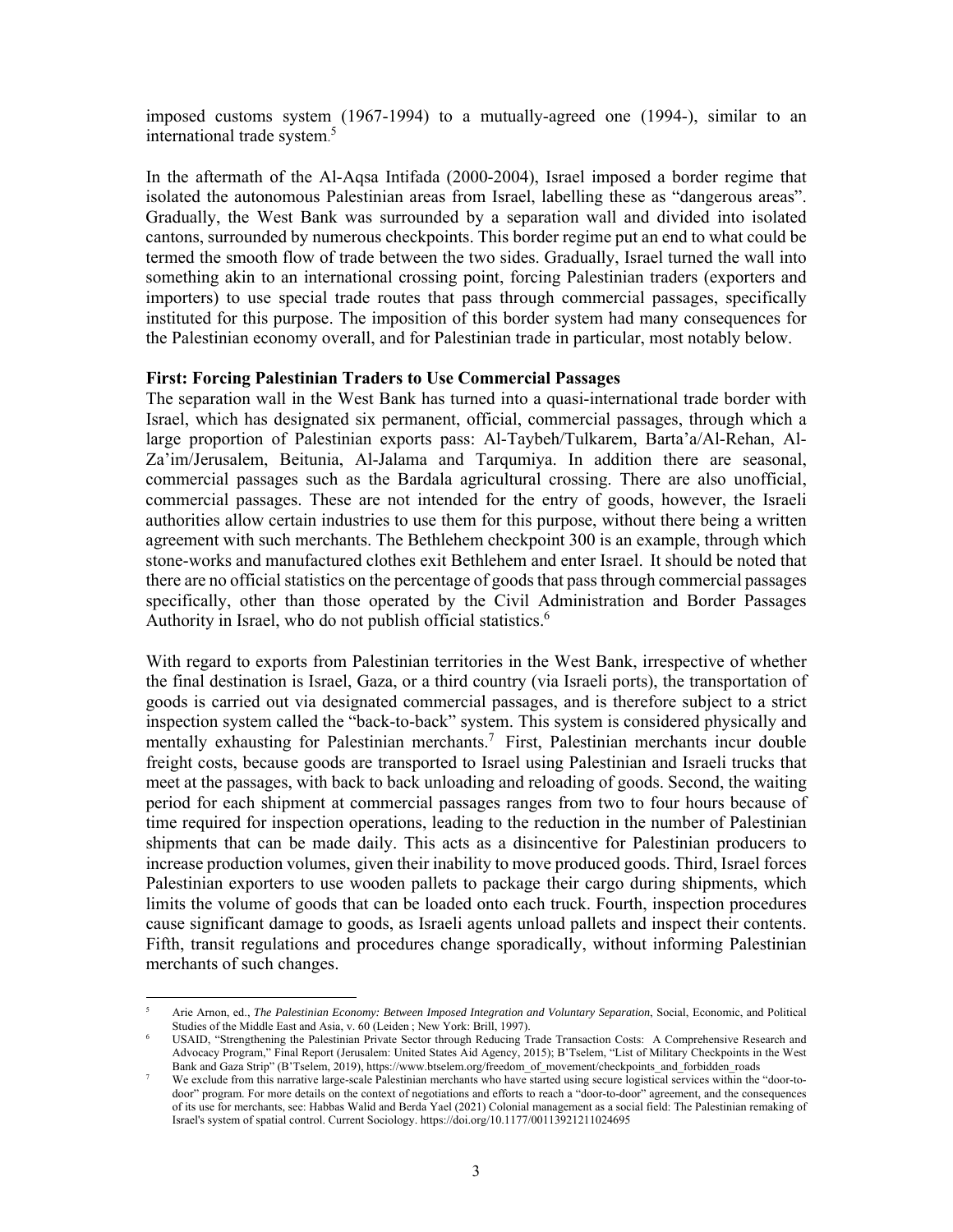imposed customs system (1967-1994) to a mutually-agreed one (1994-), similar to an international trade system.[5]

In the aftermath of the Al-Aqsa Intifada (2000-2004), Israel imposed a border regime that isolated the autonomous Palestinian areas from Israel, labelling these as "dangerous areas". Gradually, the West Bank was surrounded by a separation wall and divided into isolated cantons, surrounded by numerous checkpoints. This border regime put an end to what could be termed the smooth flow of trade between the two sides. Gradually, Israel turned the wall into something akin to an international crossing point, forcing Palestinian traders (exporters and importers) to use special trade routes that pass through commercial passages, specifically instituted for this purpose. The imposition of this border system had many consequences for the Palestinian economy overall, and for Palestinian trade in particular, most notably below.

**First: Forcing Palestinian Traders to Use Commercial Passages**

The separation wall in the West Bank has turned into a quasi-international trade border with Israel, which has designated six permanent, official, commercial passages, through which a large proportion of Palestinian exports pass: Al-Taybeh/Tulkarem, Barta'a/Al-Rehan, Al-Za'im/Jerusalem, Beitunia, Al-Jalama and Tarqumiya. In addition there are seasonal, commercial passages such as the Bardala agricultural crossing. There are also unofficial, commercial passages. These are not intended for the entry of goods, however, the Israeli authorities allow certain industries to use them for this purpose, without there being a written agreement with such merchants. The Bethlehem checkpoint 300 is an example, through which stone-works and manufactured clothes exit Bethlehem and enter Israel. It should be noted that there are no official statistics on the percentage of goods that pass through commercial passages specifically, other than those operated by the Civil Administration and Border Passages Authority in Israel, who do not publish official statistics.[6]

With regard to exports from Palestinian territories in the West Bank, irrespective of whether the final destination is Israel, Gaza, or a third country (via Israeli ports), the transportation of goods is carried out via designated commercial passages, and is therefore subject to a strict inspection system called the "back-to-back" system. This system is considered physically and mentally exhausting for Palestinian merchants.[7] First, Palestinian merchants incur double freight costs, because goods are transported to Israel using Palestinian and Israeli trucks that meet at the passages, with back to back unloading and reloading of goods. Second, the waiting period for each shipment at commercial passages ranges from two to four hours because of time required for inspection operations, leading to the reduction in the number of Palestinian shipments that can be made daily. This acts as a disincentive for Palestinian producers to increase production volumes, given their inability to move produced goods. Third, Israel forces Palestinian exporters to use wooden pallets to package their cargo during shipments, which limits the volume of goods that can be loaded onto each truck. Fourth, inspection procedures cause significant damage to goods, as Israeli agents unload pallets and inspect their contents. Fifth, transit regulations and procedures change sporadically, without informing Palestinian merchants of such changes.

---

[5] Arie Arnon, ed., *The Palestinian Economy: Between Imposed Integration and Voluntary Separation*, Social, Economic, and Political Studies of the Middle East and Asia, v. 60 (Leiden ; New York: Brill, 1997).

[6] USAID, "Strengthening the Palestinian Private Sector through Reducing Trade Transaction Costs: A Comprehensive Research and Advocacy Program," Final Report (Jerusalem: United States Aid Agency, 2015); B'Tselem, "List of Military Checkpoints in the West Bank and Gaza Strip" (B'Tselem, 2019), https://www.btselem.org/freedom_of_movement/checkpoints_and_forbidden_roads

[7] We exclude from this narrative large-scale Palestinian merchants who have started using secure logistical services within the "door-to-door" program. For more details on the context of negotiations and efforts to reach a "door-to-door" agreement, and the consequences of its use for merchants, see: Habbas Walid and Berda Yael (2021) Colonial management as a social field: The Palestinian remaking of Israel's system of spatial control. Current Sociology. https://doi.org/10.1177/00113921211024695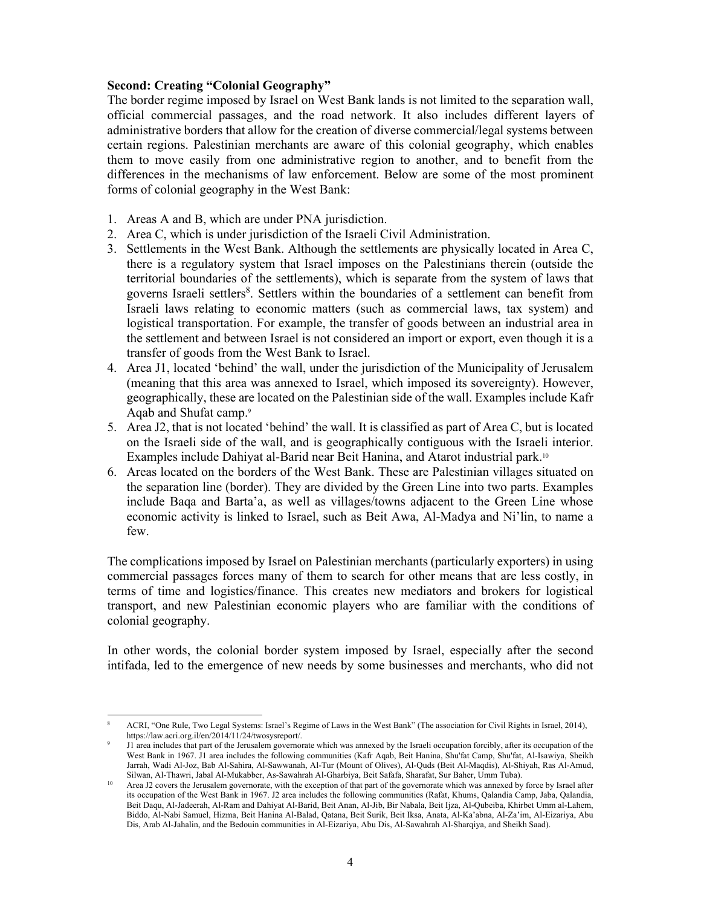**Second: Creating "Colonial Geography"**

The border regime imposed by Israel on West Bank lands is not limited to the separation wall, official commercial passages, and the road network. It also includes different layers of administrative borders that allow for the creation of diverse commercial/legal systems between certain regions. Palestinian merchants are aware of this colonial geography, which enables them to move easily from one administrative region to another, and to benefit from the differences in the mechanisms of law enforcement. Below are some of the most prominent forms of colonial geography in the West Bank:

1. Areas A and B, which are under PNA jurisdiction.
2. Area C, which is under jurisdiction of the Israeli Civil Administration.
3. Settlements in the West Bank. Although the settlements are physically located in Area C, there is a regulatory system that Israel imposes on the Palestinians therein (outside the territorial boundaries of the settlements), which is separate from the system of laws that governs Israeli settlers[8]. Settlers within the boundaries of a settlement can benefit from Israeli laws relating to economic matters (such as commercial laws, tax system) and logistical transportation. For example, the transfer of goods between an industrial area in the settlement and between Israel is not considered an import or export, even though it is a transfer of goods from the West Bank to Israel.
4. Area J1, located 'behind' the wall, under the jurisdiction of the Municipality of Jerusalem (meaning that this area was annexed to Israel, which imposed its sovereignty). However, geographically, these are located on the Palestinian side of the wall. Examples include Kafr Aqab and Shufat camp.[9]
5. Area J2, that is not located 'behind' the wall. It is classified as part of Area C, but is located on the Israeli side of the wall, and is geographically contiguous with the Israeli interior. Examples include Dahiyat al-Barid near Beit Hanina, and Atarot industrial park.[10]
6. Areas located on the borders of the West Bank. These are Palestinian villages situated on the separation line (border). They are divided by the Green Line into two parts. Examples include Baqa and Barta'a, as well as villages/towns adjacent to the Green Line whose economic activity is linked to Israel, such as Beit Awa, Al-Madya and Ni'lin, to name a few.

The complications imposed by Israel on Palestinian merchants (particularly exporters) in using commercial passages forces many of them to search for other means that are less costly, in terms of time and logistics/finance. This creates new mediators and brokers for logistical transport, and new Palestinian economic players who are familiar with the conditions of colonial geography.

In other words, the colonial border system imposed by Israel, especially after the second intifada, led to the emergence of new needs by some businesses and merchants, who did not

---

[8] ACRI, "One Rule, Two Legal Systems: Israel's Regime of Laws in the West Bank" (The association for Civil Rights in Israel, 2014), https://law.acri.org.il/en/2014/11/24/twosysreport/.

[9] J1 area includes that part of the Jerusalem governorate which was annexed by the Israeli occupation forcibly, after its occupation of the West Bank in 1967. J1 area includes the following communities (Kafr Aqab, Beit Hanina, Shu'fat Camp, Shu'fat, Al-Isawiya, Sheikh Jarrah, Wadi Al-Joz, Bab Al-Sahira, Al-Sawwanah, Al-Tur (Mount of Olives), Al-Quds (Beit Al-Maqdis), Al-Shiyah, Ras Al-Amud, Silwan, Al-Thawri, Jabal Al-Mukabber, As-Sawahrah Al-Gharbiya, Beit Safafa, Sharafat, Sur Baher, Umm Tuba).

[10] Area J2 covers the Jerusalem governorate, with the exception of that part of the governorate which was annexed by force by Israel after its occupation of the West Bank in 1967. J2 area includes the following communities (Rafat, Khums, Qalandia Camp, Jaba, Qalandia, Beit Daqu, Al-Jadeerah, Al-Ram and Dahiyat Al-Barid, Beit Anan, Al-Jib, Bir Nabala, Beit Ijza, Al-Qubeiba, Khirbet Umm al-Lahem, Biddo, Al-Nabi Samuel, Hizma, Beit Hanina Al-Balad, Qatana, Beit Surik, Beit Iksa, Anata, Al-Ka'abna, Al-Za'im, Al-Eizariya, Abu Dis, Arab Al-Jahalin, and the Bedouin communities in Al-Eizariya, Abu Dis, Al-Sawahrah Al-Sharqiya, and Sheikh Saad).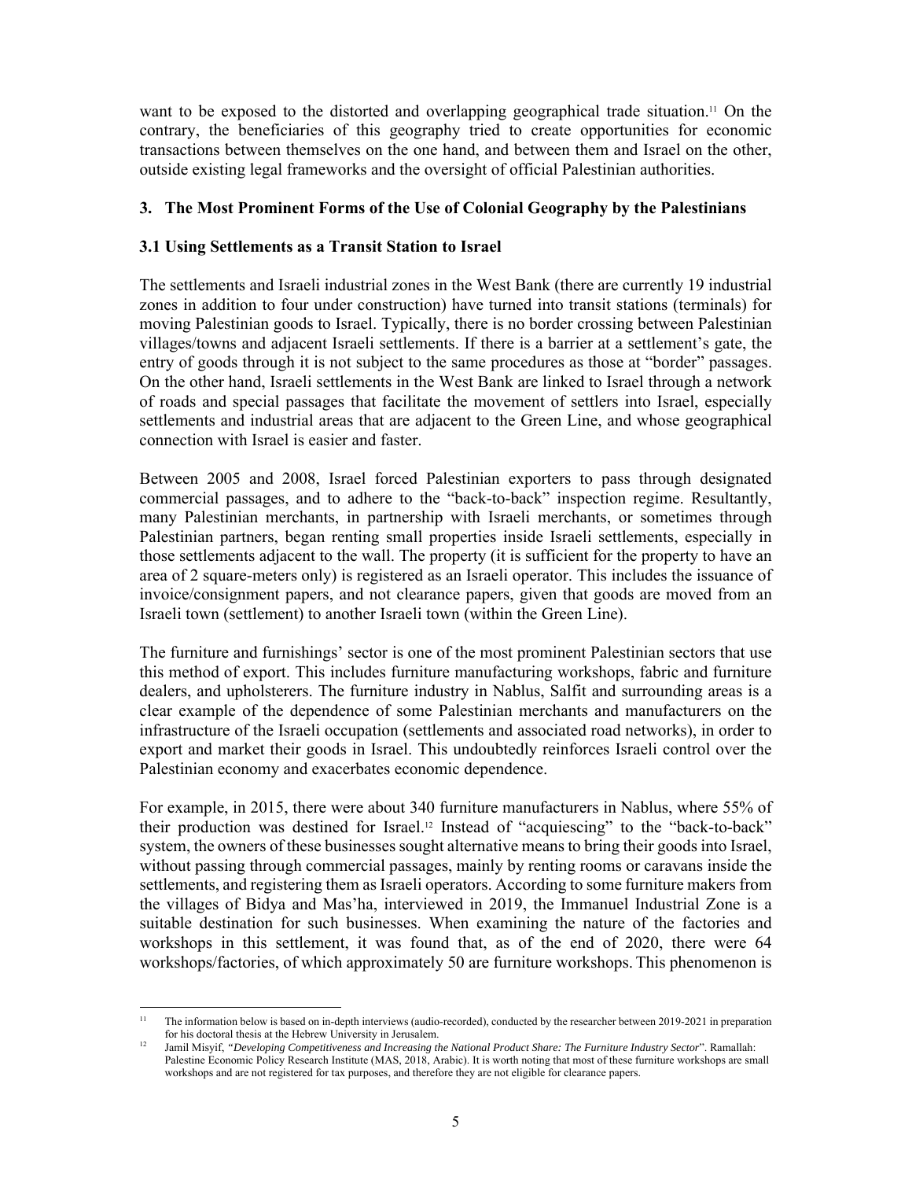want to be exposed to the distorted and overlapping geographical trade situation.[11] On the contrary, the beneficiaries of this geography tried to create opportunities for economic transactions between themselves on the one hand, and between them and Israel on the other, outside existing legal frameworks and the oversight of official Palestinian authorities.

## 3. The Most Prominent Forms of the Use of Colonial Geography by the Palestinians

### 3.1 Using Settlements as a Transit Station to Israel

The settlements and Israeli industrial zones in the West Bank (there are currently 19 industrial zones in addition to four under construction) have turned into transit stations (terminals) for moving Palestinian goods to Israel. Typically, there is no border crossing between Palestinian villages/towns and adjacent Israeli settlements. If there is a barrier at a settlement's gate, the entry of goods through it is not subject to the same procedures as those at "border" passages. On the other hand, Israeli settlements in the West Bank are linked to Israel through a network of roads and special passages that facilitate the movement of settlers into Israel, especially settlements and industrial areas that are adjacent to the Green Line, and whose geographical connection with Israel is easier and faster.

Between 2005 and 2008, Israel forced Palestinian exporters to pass through designated commercial passages, and to adhere to the "back-to-back" inspection regime. Resultantly, many Palestinian merchants, in partnership with Israeli merchants, or sometimes through Palestinian partners, began renting small properties inside Israeli settlements, especially in those settlements adjacent to the wall. The property (it is sufficient for the property to have an area of 2 square-meters only) is registered as an Israeli operator. This includes the issuance of invoice/consignment papers, and not clearance papers, given that goods are moved from an Israeli town (settlement) to another Israeli town (within the Green Line).

The furniture and furnishings' sector is one of the most prominent Palestinian sectors that use this method of export. This includes furniture manufacturing workshops, fabric and furniture dealers, and upholsterers. The furniture industry in Nablus, Salfit and surrounding areas is a clear example of the dependence of some Palestinian merchants and manufacturers on the infrastructure of the Israeli occupation (settlements and associated road networks), in order to export and market their goods in Israel. This undoubtedly reinforces Israeli control over the Palestinian economy and exacerbates economic dependence.

For example, in 2015, there were about 340 furniture manufacturers in Nablus, where 55% of their production was destined for Israel.[12] Instead of "acquiescing" to the "back-to-back" system, the owners of these businesses sought alternative means to bring their goods into Israel, without passing through commercial passages, mainly by renting rooms or caravans inside the settlements, and registering them as Israeli operators. According to some furniture makers from the villages of Bidya and Mas'ha, interviewed in 2019, the Immanuel Industrial Zone is a suitable destination for such businesses. When examining the nature of the factories and workshops in this settlement, it was found that, as of the end of 2020, there were 64 workshops/factories, of which approximately 50 are furniture workshops. This phenomenon is

---

[11] The information below is based on in-depth interviews (audio-recorded), conducted by the researcher between 2019-2021 in preparation for his doctoral thesis at the Hebrew University in Jerusalem.

[12] Jamil Misyif, "*Developing Competitiveness and Increasing the National Product Share: The Furniture Industry Sector*". Ramallah: Palestine Economic Policy Research Institute (MAS, 2018, Arabic). It is worth noting that most of these furniture workshops are small workshops and are not registered for tax purposes, and therefore they are not eligible for clearance papers.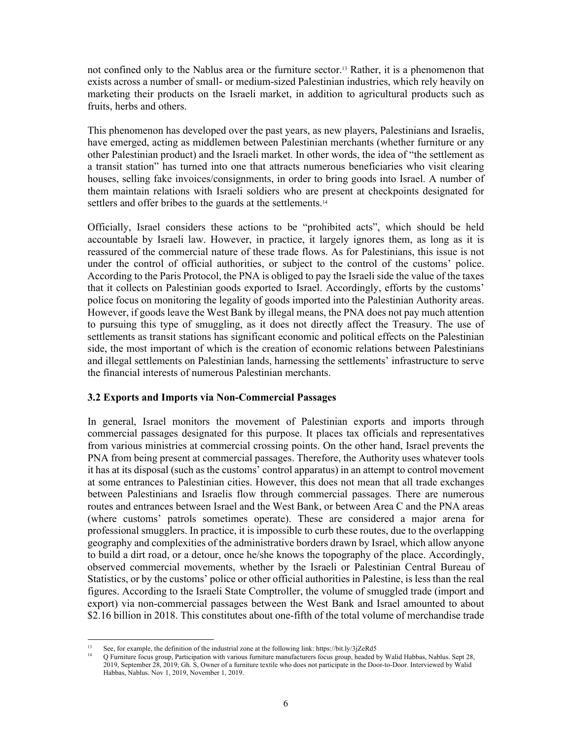not confined only to the Nablus area or the furniture sector.[13] Rather, it is a phenomenon that exists across a number of small- or medium-sized Palestinian industries, which rely heavily on marketing their products on the Israeli market, in addition to agricultural products such as fruits, herbs and others.

This phenomenon has developed over the past years, as new players, Palestinians and Israelis, have emerged, acting as middlemen between Palestinian merchants (whether furniture or any other Palestinian product) and the Israeli market. In other words, the idea of "the settlement as a transit station" has turned into one that attracts numerous beneficiaries who visit clearing houses, selling fake invoices/consignments, in order to bring goods into Israel. A number of them maintain relations with Israeli soldiers who are present at checkpoints designated for settlers and offer bribes to the guards at the settlements.[14]

Officially, Israel considers these actions to be "prohibited acts", which should be held accountable by Israeli law. However, in practice, it largely ignores them, as long as it is reassured of the commercial nature of these trade flows. As for Palestinians, this issue is not under the control of official authorities, or subject to the control of the customs' police. According to the Paris Protocol, the PNA is obliged to pay the Israeli side the value of the taxes that it collects on Palestinian goods exported to Israel. Accordingly, efforts by the customs' police focus on monitoring the legality of goods imported into the Palestinian Authority areas. However, if goods leave the West Bank by illegal means, the PNA does not pay much attention to pursuing this type of smuggling, as it does not directly affect the Treasury. The use of settlements as transit stations has significant economic and political effects on the Palestinian side, the most important of which is the creation of economic relations between Palestinians and illegal settlements on Palestinian lands, harnessing the settlements' infrastructure to serve the financial interests of numerous Palestinian merchants.

### 3.2 Exports and Imports via Non-Commercial Passages

In general, Israel monitors the movement of Palestinian exports and imports through commercial passages designated for this purpose. It places tax officials and representatives from various ministries at commercial crossing points. On the other hand, Israel prevents the PNA from being present at commercial passages. Therefore, the Authority uses whatever tools it has at its disposal (such as the customs' control apparatus) in an attempt to control movement at some entrances to Palestinian cities. However, this does not mean that all trade exchanges between Palestinians and Israelis flow through commercial passages. There are numerous routes and entrances between Israel and the West Bank, or between Area C and the PNA areas (where customs' patrols sometimes operate). These are considered a major arena for professional smugglers. In practice, it is impossible to curb these routes, due to the overlapping geography and complexities of the administrative borders drawn by Israel, which allow anyone to build a dirt road, or a detour, once he/she knows the topography of the place. Accordingly, observed commercial movements, whether by the Israeli or Palestinian Central Bureau of Statistics, or by the customs' police or other official authorities in Palestine, is less than the real figures. According to the Israeli State Comptroller, the volume of smuggled trade (import and export) via non-commercial passages between the West Bank and Israel amounted to about \$2.16 billion in 2018. This constitutes about one-fifth of the total volume of merchandise trade

---

[13] See, for example, the definition of the industrial zone at the following link: https://bit.ly/3jZeRd5

[14] Q Furniture focus group, Participation with various furniture manufacturers focus group, headed by Walid Habbas, Nablus. Sept 28, 2019, September 28, 2019; Gh. S, Owner of a furniture textile who does not participate in the Door-to-Door. Interviewed by Walid Habbas, Nablus. Nov 1, 2019, November 1, 2019.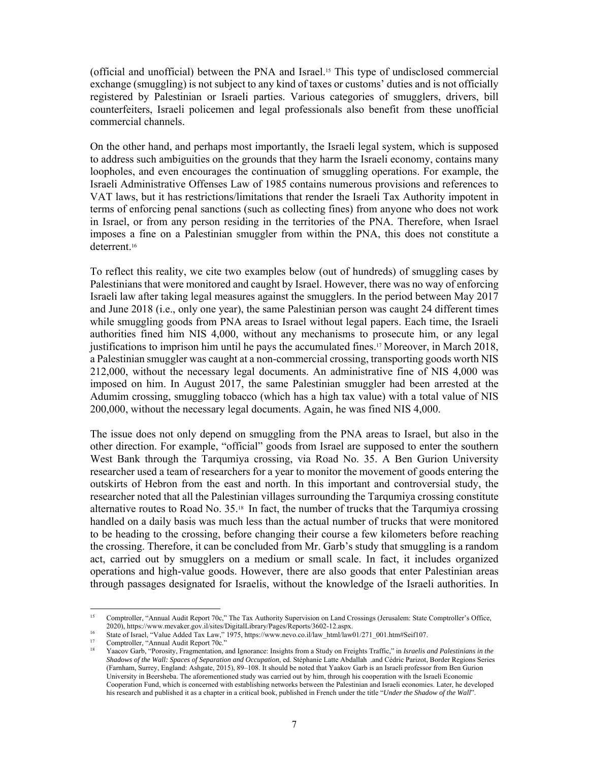(official and unofficial) between the PNA and Israel.[15] This type of undisclosed commercial exchange (smuggling) is not subject to any kind of taxes or customs' duties and is not officially registered by Palestinian or Israeli parties. Various categories of smugglers, drivers, bill counterfeiters, Israeli policemen and legal professionals also benefit from these unofficial commercial channels.

On the other hand, and perhaps most importantly, the Israeli legal system, which is supposed to address such ambiguities on the grounds that they harm the Israeli economy, contains many loopholes, and even encourages the continuation of smuggling operations. For example, the Israeli Administrative Offenses Law of 1985 contains numerous provisions and references to VAT laws, but it has restrictions/limitations that render the Israeli Tax Authority impotent in terms of enforcing penal sanctions (such as collecting fines) from anyone who does not work in Israel, or from any person residing in the territories of the PNA. Therefore, when Israel imposes a fine on a Palestinian smuggler from within the PNA, this does not constitute a deterrent.[16]

To reflect this reality, we cite two examples below (out of hundreds) of smuggling cases by Palestinians that were monitored and caught by Israel. However, there was no way of enforcing Israeli law after taking legal measures against the smugglers. In the period between May 2017 and June 2018 (i.e., only one year), the same Palestinian person was caught 24 different times while smuggling goods from PNA areas to Israel without legal papers. Each time, the Israeli authorities fined him NIS 4,000, without any mechanisms to prosecute him, or any legal justifications to imprison him until he pays the accumulated fines.[17] Moreover, in March 2018, a Palestinian smuggler was caught at a non-commercial crossing, transporting goods worth NIS 212,000, without the necessary legal documents. An administrative fine of NIS 4,000 was imposed on him. In August 2017, the same Palestinian smuggler had been arrested at the Adumim crossing, smuggling tobacco (which has a high tax value) with a total value of NIS 200,000, without the necessary legal documents. Again, he was fined NIS 4,000.

The issue does not only depend on smuggling from the PNA areas to Israel, but also in the other direction. For example, "official" goods from Israel are supposed to enter the southern West Bank through the Tarqumiya crossing, via Road No. 35. A Ben Gurion University researcher used a team of researchers for a year to monitor the movement of goods entering the outskirts of Hebron from the east and north. In this important and controversial study, the researcher noted that all the Palestinian villages surrounding the Tarqumiya crossing constitute alternative routes to Road No. 35.[18] In fact, the number of trucks that the Tarqumiya crossing handled on a daily basis was much less than the actual number of trucks that were monitored to be heading to the crossing, before changing their course a few kilometers before reaching the crossing. Therefore, it can be concluded from Mr. Garb's study that smuggling is a random act, carried out by smugglers on a medium or small scale. In fact, it includes organized operations and high-value goods. However, there are also goods that enter Palestinian areas through passages designated for Israelis, without the knowledge of the Israeli authorities. In

---

[15] Comptroller, "Annual Audit Report 70c," The Tax Authority Supervision on Land Crossings (Jerusalem: State Comptroller's Office, 2020), https://www.mevaker.gov.il/sites/DigitalLibrary/Pages/Reports/3602-12.aspx.

[16] State of Israel, "Value Added Tax Law," 1975, https://www.nevo.co.il/law_html/law01/271_001.htm#Seif107.

[17] Comptroller, "Annual Audit Report 70c."

[18] Yaacov Garb, "Porosity, Fragmentation, and Ignorance: Insights from a Study on Freights Traffic," in *Israelis and Palestinians in the Shadows of the Wall: Spaces of Separation and Occupation*, ed. Stéphanie Latte Abdallah .and Cédric Parizot, Border Regions Series (Farnham, Surrey, England: Ashgate, 2015), 89–108. It should be noted that Yaakov Garb is an Israeli professor from Ben Gurion University in Beersheba. The aforementioned study was carried out by him, through his cooperation with the Israeli Economic Cooperation Fund, which is concerned with establishing networks between the Palestinian and Israeli economies. Later, he developed his research and published it as a chapter in a critical book, published in French under the title "*Under the Shadow of the Wall*".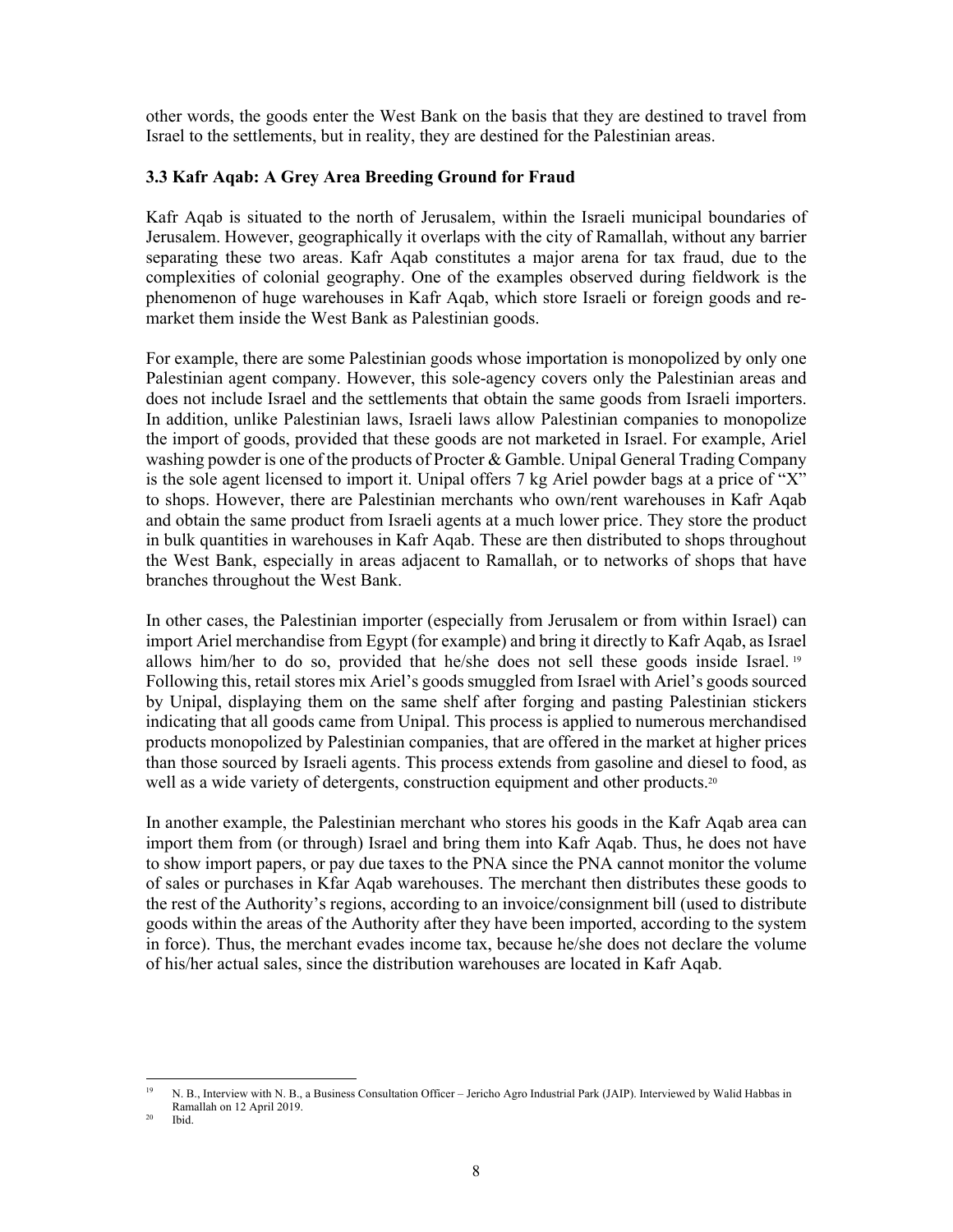other words, the goods enter the West Bank on the basis that they are destined to travel from Israel to the settlements, but in reality, they are destined for the Palestinian areas.

### 3.3 Kafr Aqab: A Grey Area Breeding Ground for Fraud

Kafr Aqab is situated to the north of Jerusalem, within the Israeli municipal boundaries of Jerusalem. However, geographically it overlaps with the city of Ramallah, without any barrier separating these two areas. Kafr Aqab constitutes a major arena for tax fraud, due to the complexities of colonial geography. One of the examples observed during fieldwork is the phenomenon of huge warehouses in Kafr Aqab, which store Israeli or foreign goods and re-market them inside the West Bank as Palestinian goods.

For example, there are some Palestinian goods whose importation is monopolized by only one Palestinian agent company. However, this sole-agency covers only the Palestinian areas and does not include Israel and the settlements that obtain the same goods from Israeli importers. In addition, unlike Palestinian laws, Israeli laws allow Palestinian companies to monopolize the import of goods, provided that these goods are not marketed in Israel. For example, Ariel washing powder is one of the products of Procter & Gamble. Unipal General Trading Company is the sole agent licensed to import it. Unipal offers 7 kg Ariel powder bags at a price of "X" to shops. However, there are Palestinian merchants who own/rent warehouses in Kafr Aqab and obtain the same product from Israeli agents at a much lower price. They store the product in bulk quantities in warehouses in Kafr Aqab. These are then distributed to shops throughout the West Bank, especially in areas adjacent to Ramallah, or to networks of shops that have branches throughout the West Bank.

In other cases, the Palestinian importer (especially from Jerusalem or from within Israel) can import Ariel merchandise from Egypt (for example) and bring it directly to Kafr Aqab, as Israel allows him/her to do so, provided that he/she does not sell these goods inside Israel.[19] Following this, retail stores mix Ariel's goods smuggled from Israel with Ariel's goods sourced by Unipal, displaying them on the same shelf after forging and pasting Palestinian stickers indicating that all goods came from Unipal. This process is applied to numerous merchandised products monopolized by Palestinian companies, that are offered in the market at higher prices than those sourced by Israeli agents. This process extends from gasoline and diesel to food, as well as a wide variety of detergents, construction equipment and other products.[20]

In another example, the Palestinian merchant who stores his goods in the Kafr Aqab area can import them from (or through) Israel and bring them into Kafr Aqab. Thus, he does not have to show import papers, or pay due taxes to the PNA since the PNA cannot monitor the volume of sales or purchases in Kfar Aqab warehouses. The merchant then distributes these goods to the rest of the Authority's regions, according to an invoice/consignment bill (used to distribute goods within the areas of the Authority after they have been imported, according to the system in force). Thus, the merchant evades income tax, because he/she does not declare the volume of his/her actual sales, since the distribution warehouses are located in Kafr Aqab.

---

[19] N. B., Interview with N. B., a Business Consultation Officer – Jericho Agro Industrial Park (JAIP). Interviewed by Walid Habbas in Ramallah on 12 April 2019.

[20] Ibid.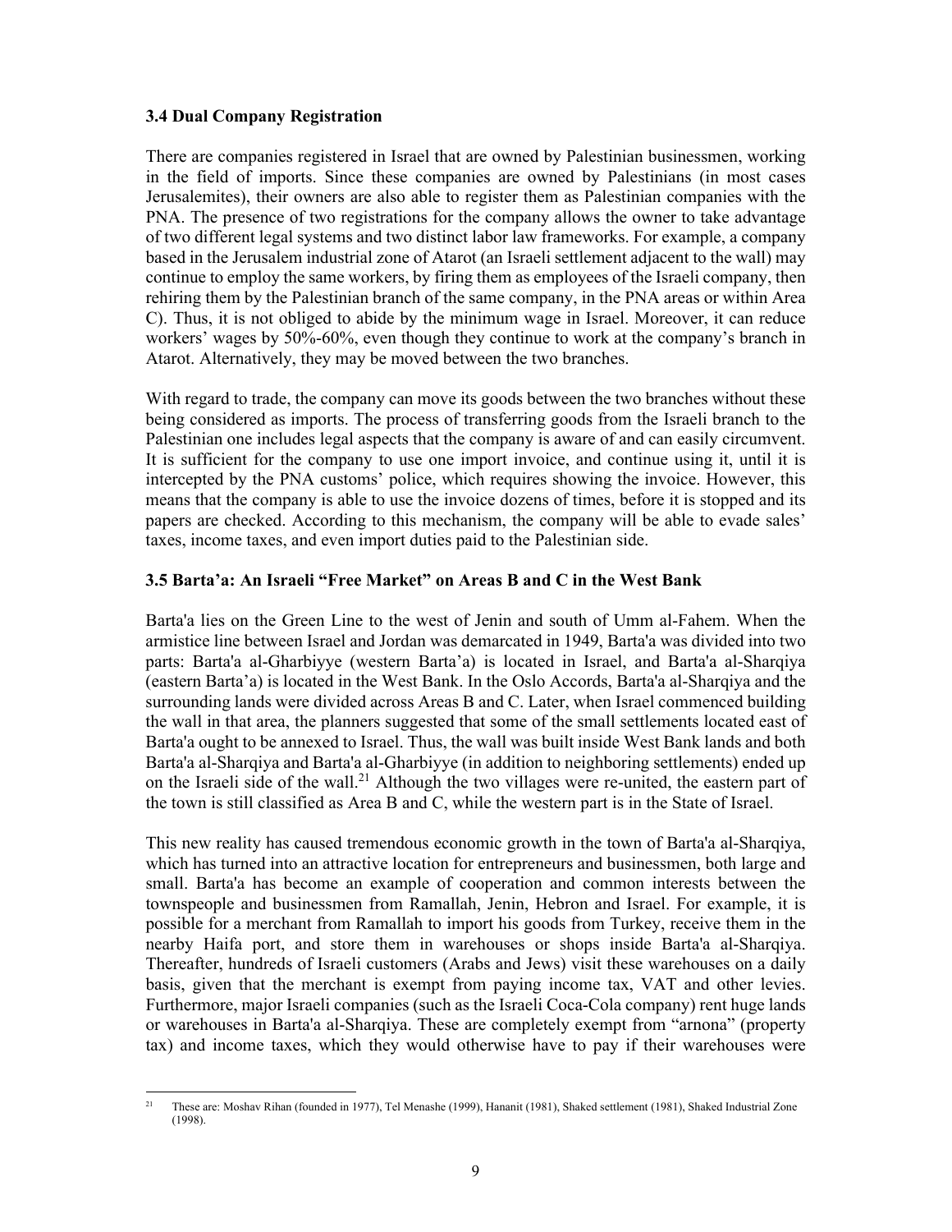### 3.4 Dual Company Registration

There are companies registered in Israel that are owned by Palestinian businessmen, working in the field of imports. Since these companies are owned by Palestinians (in most cases Jerusalemites), their owners are also able to register them as Palestinian companies with the PNA. The presence of two registrations for the company allows the owner to take advantage of two different legal systems and two distinct labor law frameworks. For example, a company based in the Jerusalem industrial zone of Atarot (an Israeli settlement adjacent to the wall) may continue to employ the same workers, by firing them as employees of the Israeli company, then rehiring them by the Palestinian branch of the same company, in the PNA areas or within Area C). Thus, it is not obliged to abide by the minimum wage in Israel. Moreover, it can reduce workers' wages by 50%-60%, even though they continue to work at the company's branch in Atarot. Alternatively, they may be moved between the two branches.

With regard to trade, the company can move its goods between the two branches without these being considered as imports. The process of transferring goods from the Israeli branch to the Palestinian one includes legal aspects that the company is aware of and can easily circumvent. It is sufficient for the company to use one import invoice, and continue using it, until it is intercepted by the PNA customs' police, which requires showing the invoice. However, this means that the company is able to use the invoice dozens of times, before it is stopped and its papers are checked. According to this mechanism, the company will be able to evade sales' taxes, income taxes, and even import duties paid to the Palestinian side.

### 3.5 Barta'a: An Israeli "Free Market" on Areas B and C in the West Bank

Barta'a lies on the Green Line to the west of Jenin and south of Umm al-Fahem. When the armistice line between Israel and Jordan was demarcated in 1949, Barta'a was divided into two parts: Barta'a al-Gharbiyye (western Barta'a) is located in Israel, and Barta'a al-Sharqiya (eastern Barta'a) is located in the West Bank. In the Oslo Accords, Barta'a al-Sharqiya and the surrounding lands were divided across Areas B and C. Later, when Israel commenced building the wall in that area, the planners suggested that some of the small settlements located east of Barta'a ought to be annexed to Israel. Thus, the wall was built inside West Bank lands and both Barta'a al-Sharqiya and Barta'a al-Gharbiyye (in addition to neighboring settlements) ended up on the Israeli side of the wall.[21] Although the two villages were re-united, the eastern part of the town is still classified as Area B and C, while the western part is in the State of Israel.

This new reality has caused tremendous economic growth in the town of Barta'a al-Sharqiya, which has turned into an attractive location for entrepreneurs and businessmen, both large and small. Barta'a has become an example of cooperation and common interests between the townspeople and businessmen from Ramallah, Jenin, Hebron and Israel. For example, it is possible for a merchant from Ramallah to import his goods from Turkey, receive them in the nearby Haifa port, and store them in warehouses or shops inside Barta'a al-Sharqiya. Thereafter, hundreds of Israeli customers (Arabs and Jews) visit these warehouses on a daily basis, given that the merchant is exempt from paying income tax, VAT and other levies. Furthermore, major Israeli companies (such as the Israeli Coca-Cola company) rent huge lands or warehouses in Barta'a al-Sharqiya. These are completely exempt from "arnona" (property tax) and income taxes, which they would otherwise have to pay if their warehouses were

[21] These are: Moshav Rihan (founded in 1977), Tel Menashe (1999), Hananit (1981), Shaked settlement (1981), Shaked Industrial Zone (1998).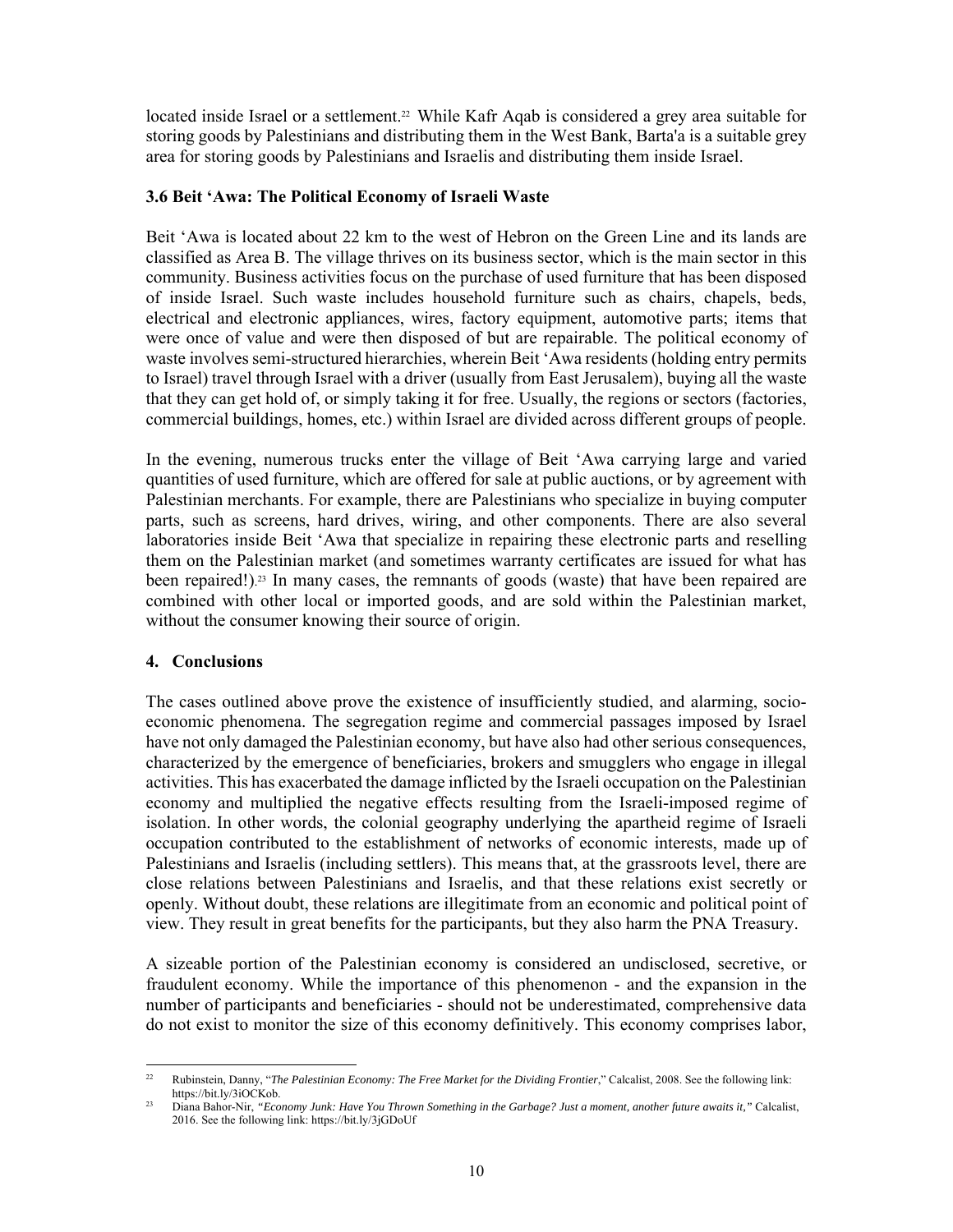located inside Israel or a settlement.[22] While Kafr Aqab is considered a grey area suitable for storing goods by Palestinians and distributing them in the West Bank, Barta'a is a suitable grey area for storing goods by Palestinians and Israelis and distributing them inside Israel.

### 3.6 Beit ‘Awa: The Political Economy of Israeli Waste

Beit ‘Awa is located about 22 km to the west of Hebron on the Green Line and its lands are classified as Area B. The village thrives on its business sector, which is the main sector in this community. Business activities focus on the purchase of used furniture that has been disposed of inside Israel. Such waste includes household furniture such as chairs, chapels, beds, electrical and electronic appliances, wires, factory equipment, automotive parts; items that were once of value and were then disposed of but are repairable. The political economy of waste involves semi-structured hierarchies, wherein Beit ‘Awa residents (holding entry permits to Israel) travel through Israel with a driver (usually from East Jerusalem), buying all the waste that they can get hold of, or simply taking it for free. Usually, the regions or sectors (factories, commercial buildings, homes, etc.) within Israel are divided across different groups of people.

In the evening, numerous trucks enter the village of Beit ‘Awa carrying large and varied quantities of used furniture, which are offered for sale at public auctions, or by agreement with Palestinian merchants. For example, there are Palestinians who specialize in buying computer parts, such as screens, hard drives, wiring, and other components. There are also several laboratories inside Beit ‘Awa that specialize in repairing these electronic parts and reselling them on the Palestinian market (and sometimes warranty certificates are issued for what has been repaired!).[23] In many cases, the remnants of goods (waste) that have been repaired are combined with other local or imported goods, and are sold within the Palestinian market, without the consumer knowing their source of origin.

## 4. Conclusions

The cases outlined above prove the existence of insufficiently studied, and alarming, socio-economic phenomena. The segregation regime and commercial passages imposed by Israel have not only damaged the Palestinian economy, but have also had other serious consequences, characterized by the emergence of beneficiaries, brokers and smugglers who engage in illegal activities. This has exacerbated the damage inflicted by the Israeli occupation on the Palestinian economy and multiplied the negative effects resulting from the Israeli-imposed regime of isolation. In other words, the colonial geography underlying the apartheid regime of Israeli occupation contributed to the establishment of networks of economic interests, made up of Palestinians and Israelis (including settlers). This means that, at the grassroots level, there are close relations between Palestinians and Israelis, and that these relations exist secretly or openly. Without doubt, these relations are illegitimate from an economic and political point of view. They result in great benefits for the participants, but they also harm the PNA Treasury.

A sizeable portion of the Palestinian economy is considered an undisclosed, secretive, or fraudulent economy. While the importance of this phenomenon - and the expansion in the number of participants and beneficiaries - should not be underestimated, comprehensive data do not exist to monitor the size of this economy definitively. This economy comprises labor,

---

[22] Rubinstein, Danny, “*The Palestinian Economy: The Free Market for the Dividing Frontier*,” Calcalist, 2008. See the following link: https://bit.ly/3iOCKob.

[23] Diana Bahor-Nir, *“Economy Junk: Have You Thrown Something in the Garbage? Just a moment, another future awaits it,”* Calcalist, 2016. See the following link: https://bit.ly/3jGDoUf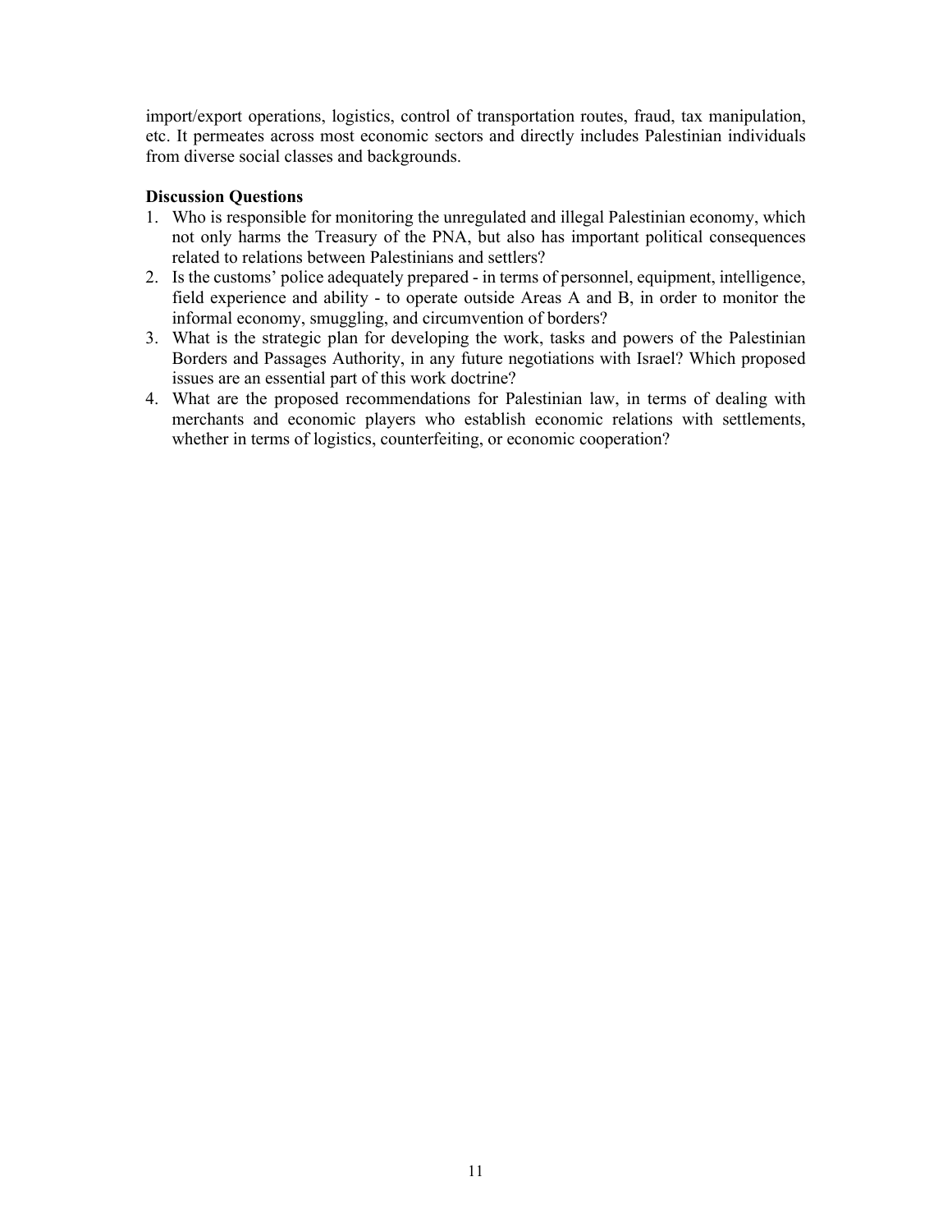import/export operations, logistics, control of transportation routes, fraud, tax manipulation, etc. It permeates across most economic sectors and directly includes Palestinian individuals from diverse social classes and backgrounds.

**Discussion Questions**

1. Who is responsible for monitoring the unregulated and illegal Palestinian economy, which not only harms the Treasury of the PNA, but also has important political consequences related to relations between Palestinians and settlers?
2. Is the customs' police adequately prepared - in terms of personnel, equipment, intelligence, field experience and ability - to operate outside Areas A and B, in order to monitor the informal economy, smuggling, and circumvention of borders?
3. What is the strategic plan for developing the work, tasks and powers of the Palestinian Borders and Passages Authority, in any future negotiations with Israel? Which proposed issues are an essential part of this work doctrine?
4. What are the proposed recommendations for Palestinian law, in terms of dealing with merchants and economic players who establish economic relations with settlements, whether in terms of logistics, counterfeiting, or economic cooperation?